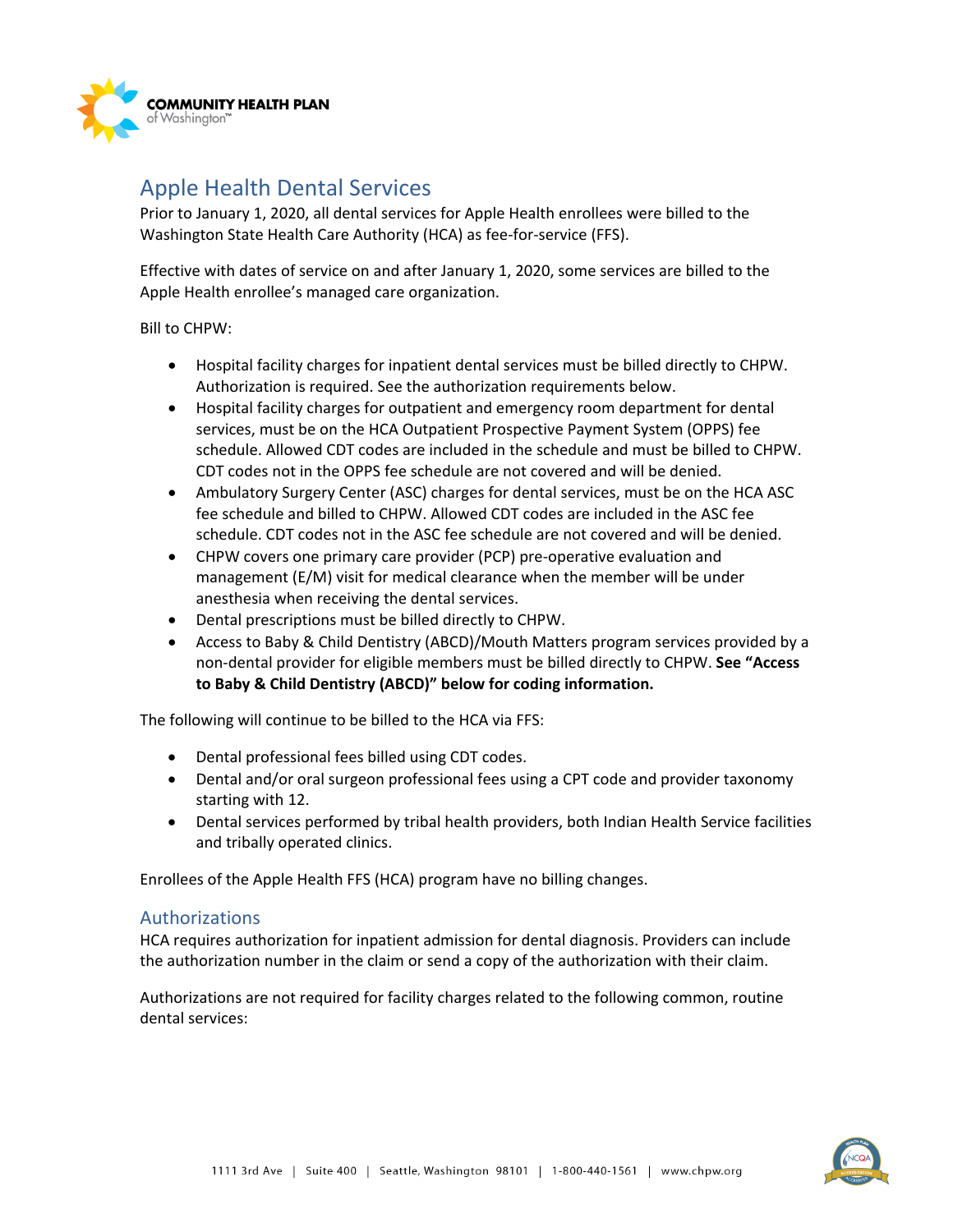# Apple Health Dental Services

Prior to January 1, 2020, all dental services for Apple Health enrollees were billed to the Washington State Health Care Authority (HCA) as fee-for-service (FFS).

Effective with dates of service on and after January 1, 2020, some services are billed to the Apple Health enrollee's managed care organization.

Bill to CHPW:

- Hospital facility charges for inpatient dental services must be billed directly to CHPW. Authorization is required. See the authorization requirements below.
- Hospital facility charges for outpatient and emergency room department for dental services, must be on the HCA Outpatient Prospective Payment System (OPPS) fee schedule. Allowed CDT codes are included in the schedule and must be billed to CHPW. CDT codes not in the OPPS fee schedule are not covered and will be denied.
- Ambulatory Surgery Center (ASC) charges for dental services, must be on the HCA ASC fee schedule and billed to CHPW. Allowed CDT codes are included in the ASC fee schedule. CDT codes not in the ASC fee schedule are not covered and will be denied.
- CHPW covers one primary care provider (PCP) pre-operative evaluation and management (E/M) visit for medical clearance when the member will be under anesthesia when receiving the dental services.
- Dental prescriptions must be billed directly to CHPW.
- Access to Baby & Child Dentistry (ABCD)/Mouth Matters program services provided by a non-dental provider for eligible members must be billed directly to CHPW. **See "Access to Baby & Child Dentistry (ABCD)" below for coding information.**

The following will continue to be billed to the HCA via FFS:

- Dental professional fees billed using CDT codes.
- Dental and/or oral surgeon professional fees using a CPT code and provider taxonomy starting with 12.
- Dental services performed by tribal health providers, both Indian Health Service facilities and tribally operated clinics.

Enrollees of the Apple Health FFS (HCA) program have no billing changes.

## Authorizations

HCA requires authorization for inpatient admission for dental diagnosis. Providers can include the authorization number in the claim or send a copy of the authorization with their claim.

Authorizations are not required for facility charges related to the following common, routine dental services: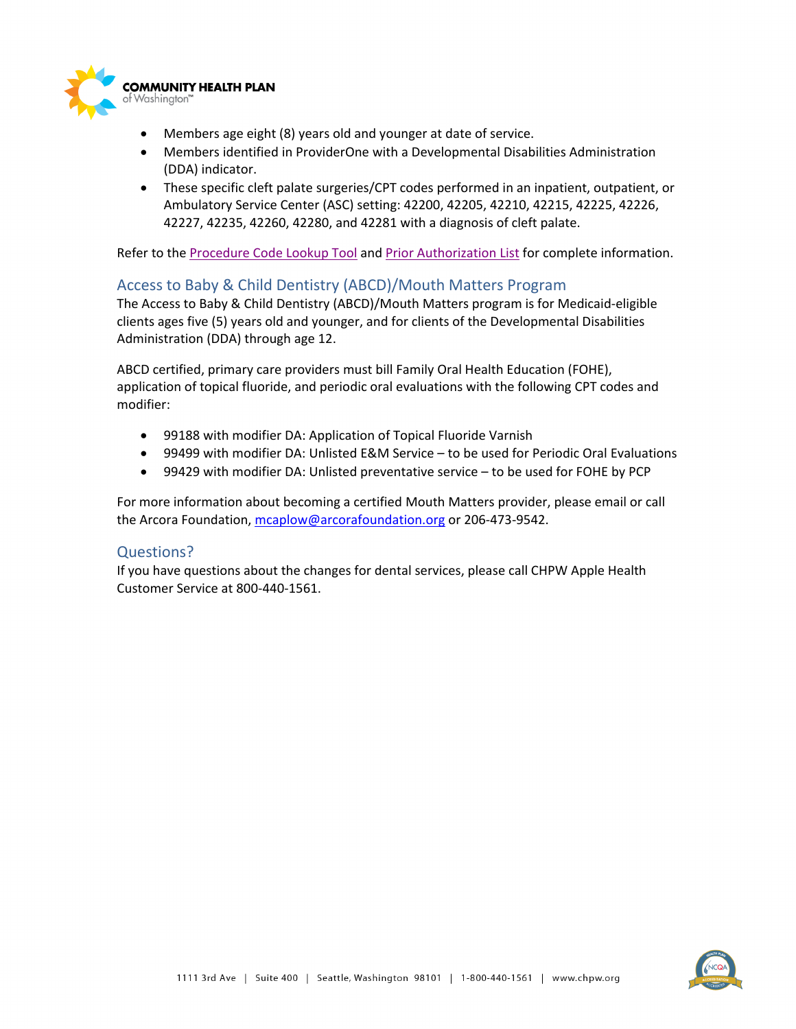- Members age eight (8) years old and younger at date of service.
- Members identified in ProviderOne with a Developmental Disabilities Administration (DDA) indicator.
- These specific cleft palate surgeries/CPT codes performed in an inpatient, outpatient, or Ambulatory Service Center (ASC) setting: 42200, 42205, 42210, 42215, 42225, 42226, 42227, 42235, 42260, 42280, and 42281 with a diagnosis of cleft palate.

Refer to the Procedure Code Lookup Tool and Prior Authorization List for complete information.

## Access to Baby & Child Dentistry (ABCD)/Mouth Matters Program

The Access to Baby & Child Dentistry (ABCD)/Mouth Matters program is for Medicaid-eligible clients ages five (5) years old and younger, and for clients of the Developmental Disabilities Administration (DDA) through age 12.

ABCD certified, primary care providers must bill Family Oral Health Education (FOHE), application of topical fluoride, and periodic oral evaluations with the following CPT codes and modifier:

- 99188 with modifier DA: Application of Topical Fluoride Varnish
- 99499 with modifier DA: Unlisted E&M Service – to be used for Periodic Oral Evaluations
- 99429 with modifier DA: Unlisted preventative service – to be used for FOHE by PCP

For more information about becoming a certified Mouth Matters provider, please email or call the Arcora Foundation, mcaplow@arcorafoundation.org or 206-473-9542.

## Questions?

If you have questions about the changes for dental services, please call CHPW Apple Health Customer Service at 800-440-1561.